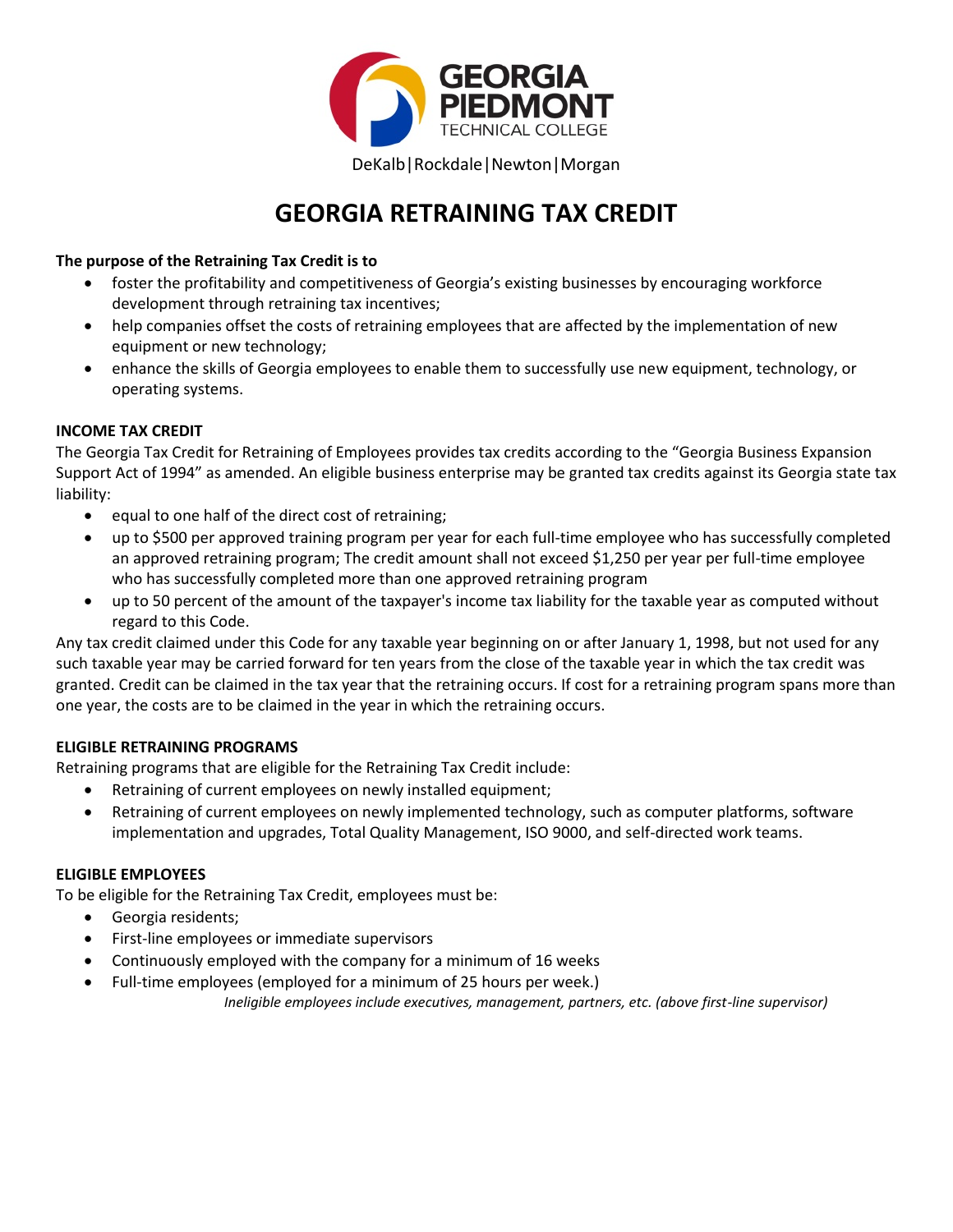GEORGIA PIEDMONT TECHNICAL COLLEGE

DeKalb|Rockdale|Newton|Morgan

# GEORGIA RETRAINING TAX CREDIT

**The purpose of the Retraining Tax Credit is to**

- foster the profitability and competitiveness of Georgia's existing businesses by encouraging workforce development through retraining tax incentives;
- help companies offset the costs of retraining employees that are affected by the implementation of new equipment or new technology;
- enhance the skills of Georgia employees to enable them to successfully use new equipment, technology, or operating systems.

**INCOME TAX CREDIT**

The Georgia Tax Credit for Retraining of Employees provides tax credits according to the "Georgia Business Expansion Support Act of 1994" as amended. An eligible business enterprise may be granted tax credits against its Georgia state tax liability:

- equal to one half of the direct cost of retraining;
- up to $500 per approved training program per year for each full-time employee who has successfully completed an approved retraining program; The credit amount shall not exceed $1,250 per year per full-time employee who has successfully completed more than one approved retraining program
- up to 50 percent of the amount of the taxpayer's income tax liability for the taxable year as computed without regard to this Code.

Any tax credit claimed under this Code for any taxable year beginning on or after January 1, 1998, but not used for any such taxable year may be carried forward for ten years from the close of the taxable year in which the tax credit was granted. Credit can be claimed in the tax year that the retraining occurs. If cost for a retraining program spans more than one year, the costs are to be claimed in the year in which the retraining occurs.

**ELIGIBLE RETRAINING PROGRAMS**

Retraining programs that are eligible for the Retraining Tax Credit include:

- Retraining of current employees on newly installed equipment;
- Retraining of current employees on newly implemented technology, such as computer platforms, software implementation and upgrades, Total Quality Management, ISO 9000, and self-directed work teams.

**ELIGIBLE EMPLOYEES**

To be eligible for the Retraining Tax Credit, employees must be:

- Georgia residents;
- First-line employees or immediate supervisors
- Continuously employed with the company for a minimum of 16 weeks
- Full-time employees (employed for a minimum of 25 hours per week.)

*Ineligible employees include executives, management, partners, etc. (above first-line supervisor)*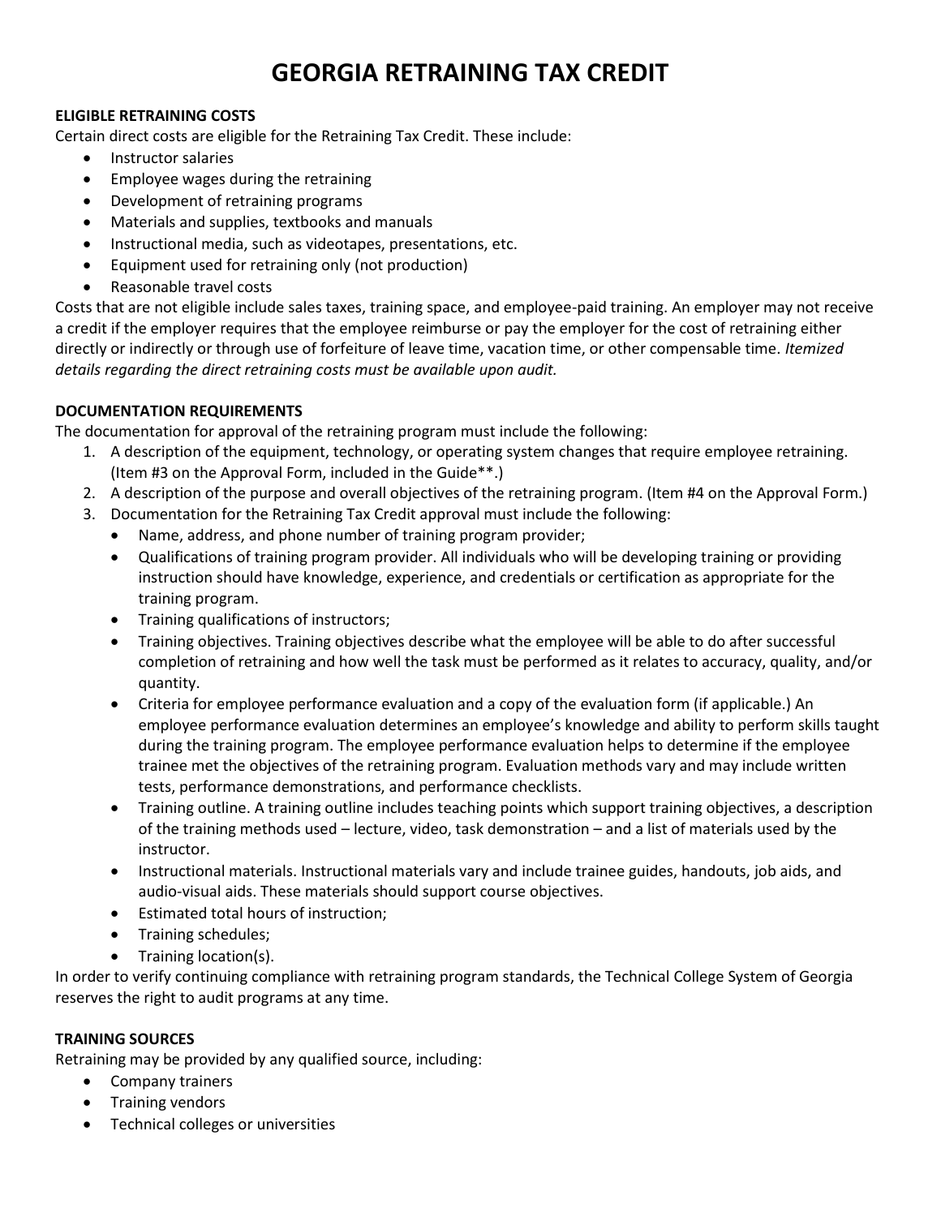# GEORGIA RETRAINING TAX CREDIT

**ELIGIBLE RETRAINING COSTS**

Certain direct costs are eligible for the Retraining Tax Credit. These include:

- Instructor salaries
- Employee wages during the retraining
- Development of retraining programs
- Materials and supplies, textbooks and manuals
- Instructional media, such as videotapes, presentations, etc.
- Equipment used for retraining only (not production)
- Reasonable travel costs

Costs that are not eligible include sales taxes, training space, and employee-paid training. An employer may not receive a credit if the employer requires that the employee reimburse or pay the employer for the cost of retraining either directly or indirectly or through use of forfeiture of leave time, vacation time, or other compensable time. *Itemized details regarding the direct retraining costs must be available upon audit.*

**DOCUMENTATION REQUIREMENTS**

The documentation for approval of the retraining program must include the following:

1. A description of the equipment, technology, or operating system changes that require employee retraining. (Item #3 on the Approval Form, included in the Guide**.)
2. A description of the purpose and overall objectives of the retraining program. (Item #4 on the Approval Form.)
3. Documentation for the Retraining Tax Credit approval must include the following:
   - Name, address, and phone number of training program provider;
   - Qualifications of training program provider. All individuals who will be developing training or providing instruction should have knowledge, experience, and credentials or certification as appropriate for the training program.
   - Training qualifications of instructors;
   - Training objectives. Training objectives describe what the employee will be able to do after successful completion of retraining and how well the task must be performed as it relates to accuracy, quality, and/or quantity.
   - Criteria for employee performance evaluation and a copy of the evaluation form (if applicable.) An employee performance evaluation determines an employee's knowledge and ability to perform skills taught during the training program. The employee performance evaluation helps to determine if the employee trainee met the objectives of the retraining program. Evaluation methods vary and may include written tests, performance demonstrations, and performance checklists.
   - Training outline. A training outline includes teaching points which support training objectives, a description of the training methods used – lecture, video, task demonstration – and a list of materials used by the instructor.
   - Instructional materials. Instructional materials vary and include trainee guides, handouts, job aids, and audio-visual aids. These materials should support course objectives.
   - Estimated total hours of instruction;
   - Training schedules;
   - Training location(s).

In order to verify continuing compliance with retraining program standards, the Technical College System of Georgia reserves the right to audit programs at any time.

**TRAINING SOURCES**

Retraining may be provided by any qualified source, including:

- Company trainers
- Training vendors
- Technical colleges or universities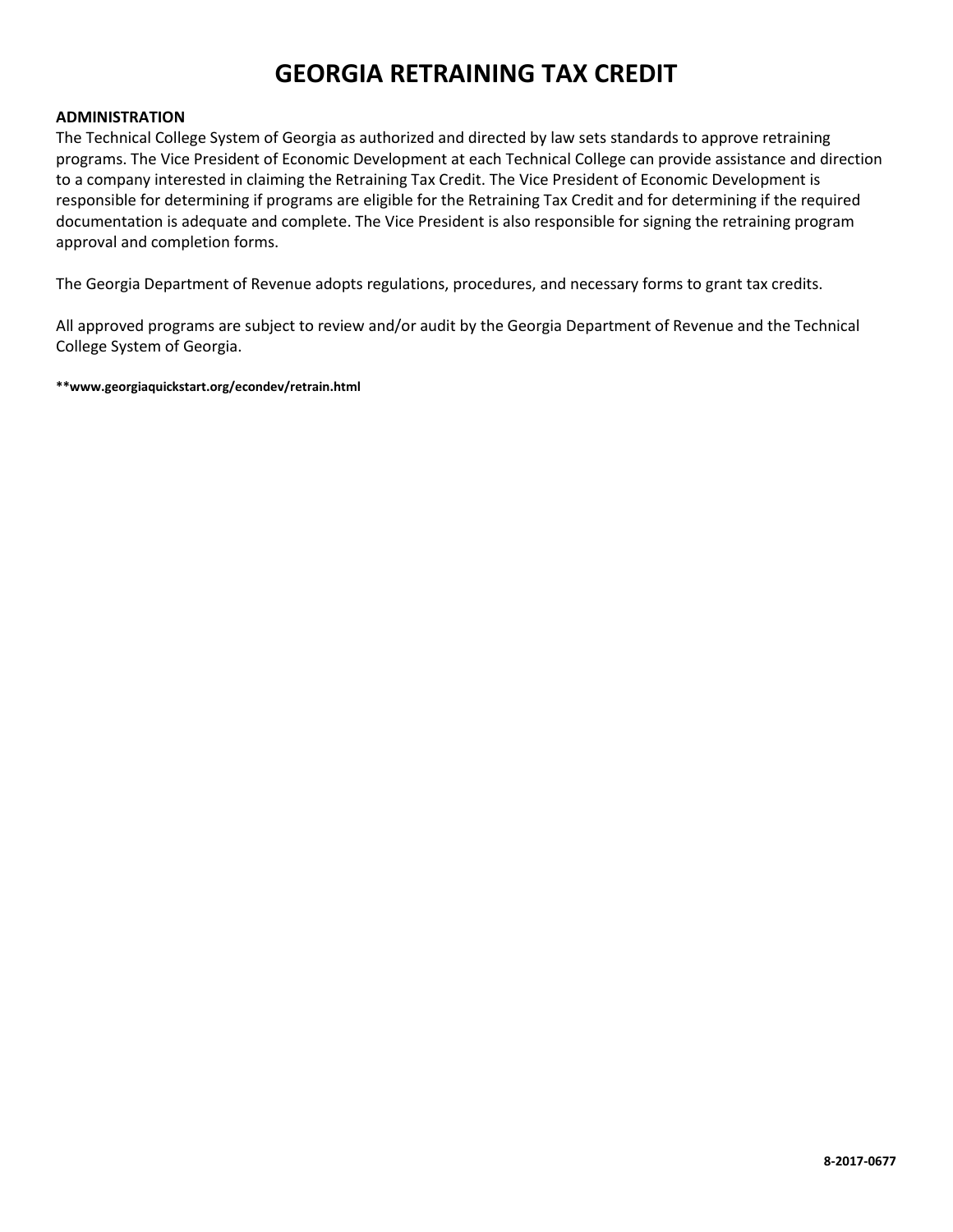# GEORGIA RETRAINING TAX CREDIT

**ADMINISTRATION**

The Technical College System of Georgia as authorized and directed by law sets standards to approve retraining programs. The Vice President of Economic Development at each Technical College can provide assistance and direction to a company interested in claiming the Retraining Tax Credit. The Vice President of Economic Development is responsible for determining if programs are eligible for the Retraining Tax Credit and for determining if the required documentation is adequate and complete. The Vice President is also responsible for signing the retraining program approval and completion forms.

The Georgia Department of Revenue adopts regulations, procedures, and necessary forms to grant tax credits.

All approved programs are subject to review and/or audit by the Georgia Department of Revenue and the Technical College System of Georgia.

**\*\*www.georgiaquickstart.org/econdev/retrain.html**

**8-2017-0677**